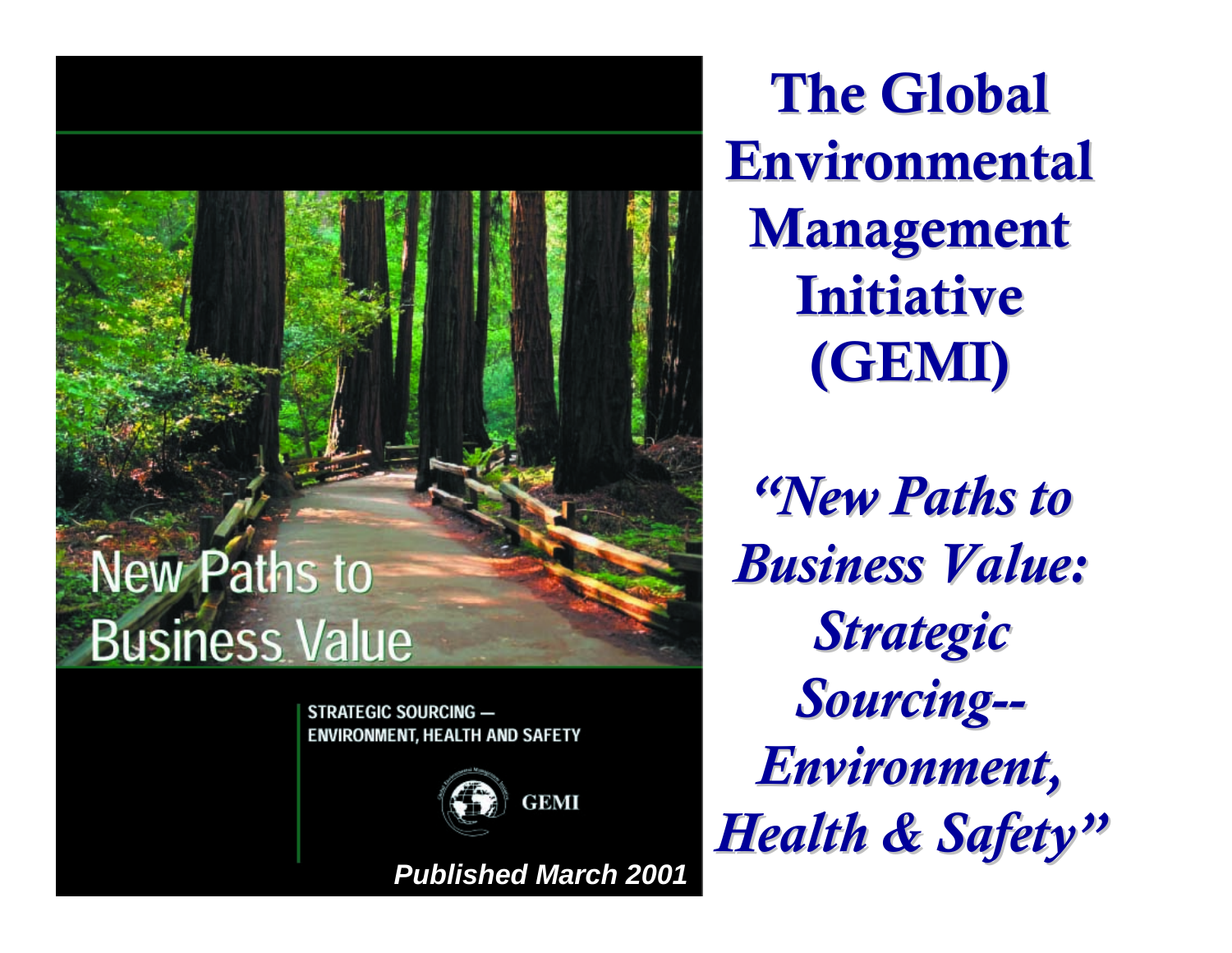# The Global Environmental Management Initiative (GEMI)

***"New Paths to Business Value: Strategic Sourcing--Environment, Health & Safety"***

New Paths to Business Value

STRATEGIC SOURCING — ENVIRONMENT, HEALTH AND SAFETY

GEMI

***Published March 2001***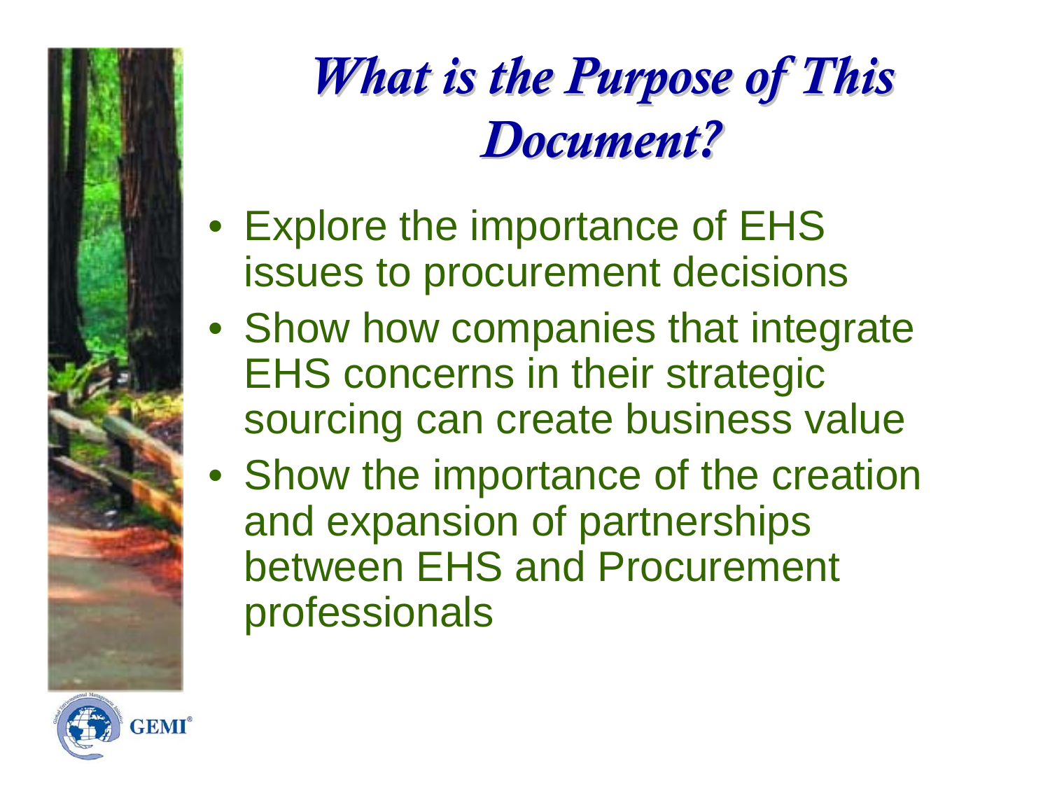# *What is the Purpose of This Document?*

- Explore the importance of EHS issues to procurement decisions
- Show how companies that integrate EHS concerns in their strategic sourcing can create business value
- Show the importance of the creation and expansion of partnerships between EHS and Procurement professionals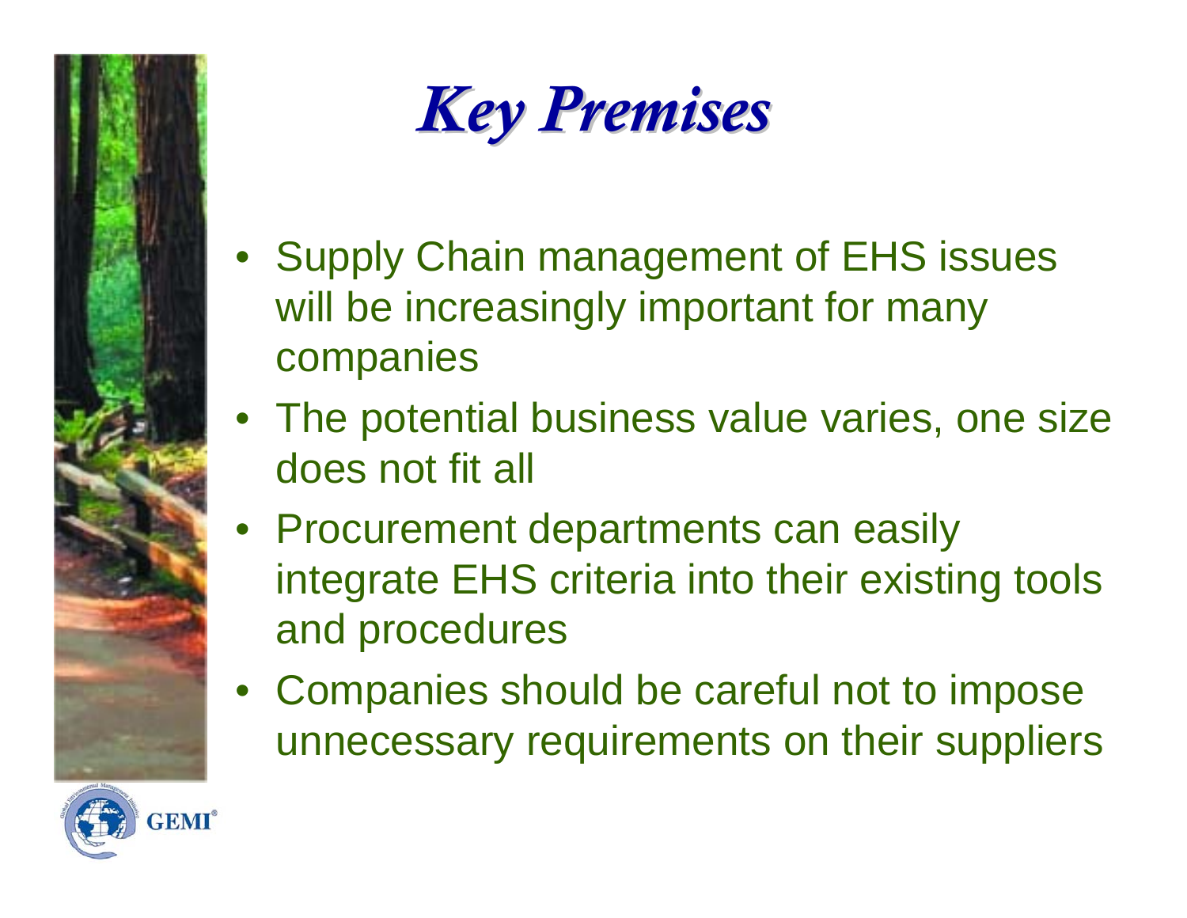# *Key Premises*

- Supply Chain management of EHS issues will be increasingly important for many companies
- The potential business value varies, one size does not fit all
- Procurement departments can easily integrate EHS criteria into their existing tools and procedures
- Companies should be careful not to impose unnecessary requirements on their suppliers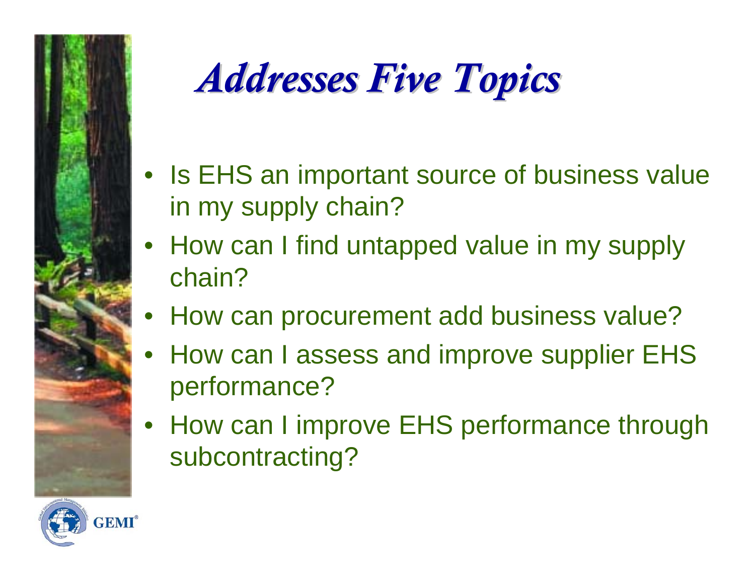# *Addresses Five Topics*

- Is EHS an important source of business value in my supply chain?
- How can I find untapped value in my supply chain?
- How can procurement add business value?
- How can I assess and improve supplier EHS performance?
- How can I improve EHS performance through subcontracting?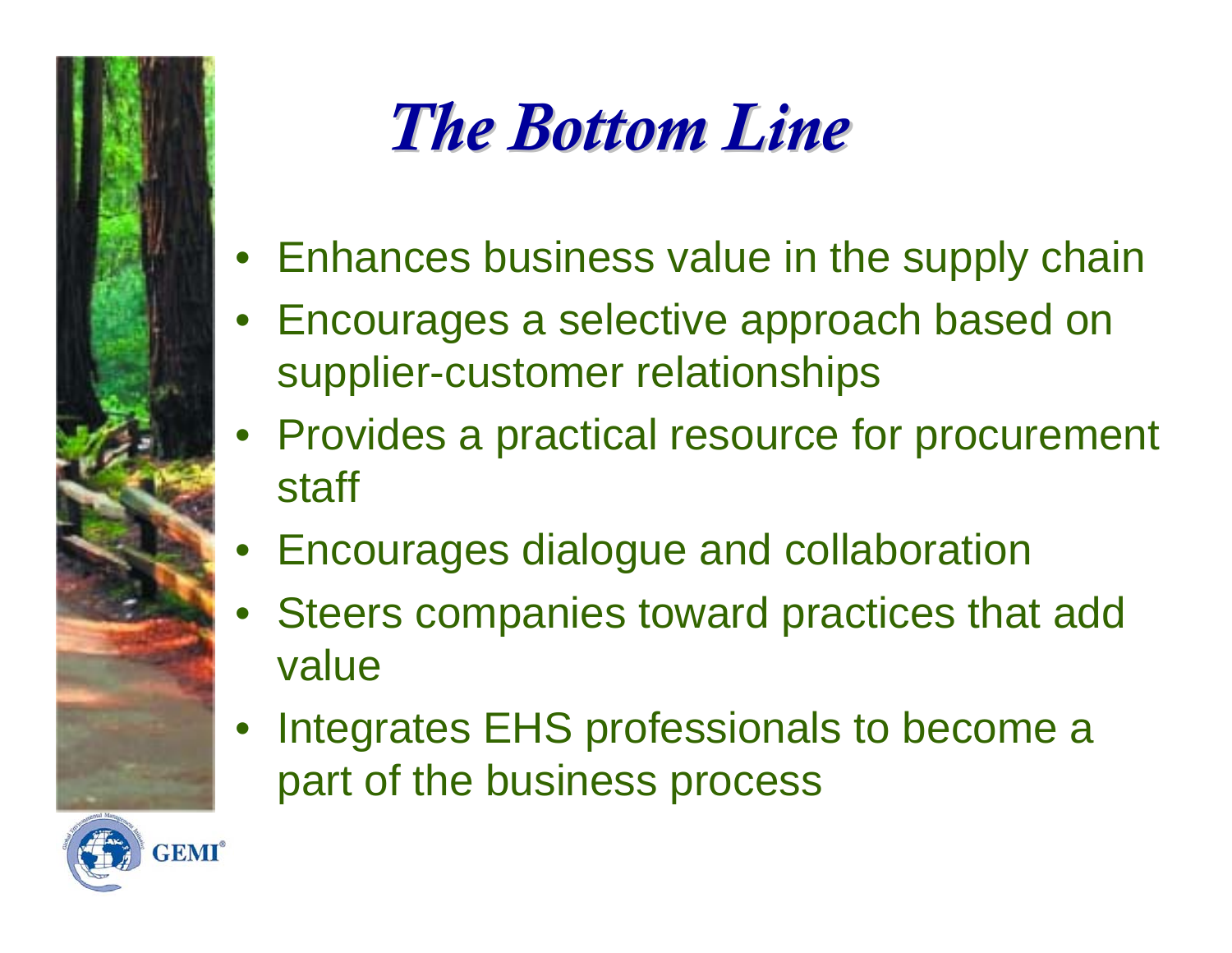# The Bottom Line

- Enhances business value in the supply chain
- Encourages a selective approach based on supplier-customer relationships
- Provides a practical resource for procurement staff
- Encourages dialogue and collaboration
- Steers companies toward practices that add value
- Integrates EHS professionals to become a part of the business process

GEMI®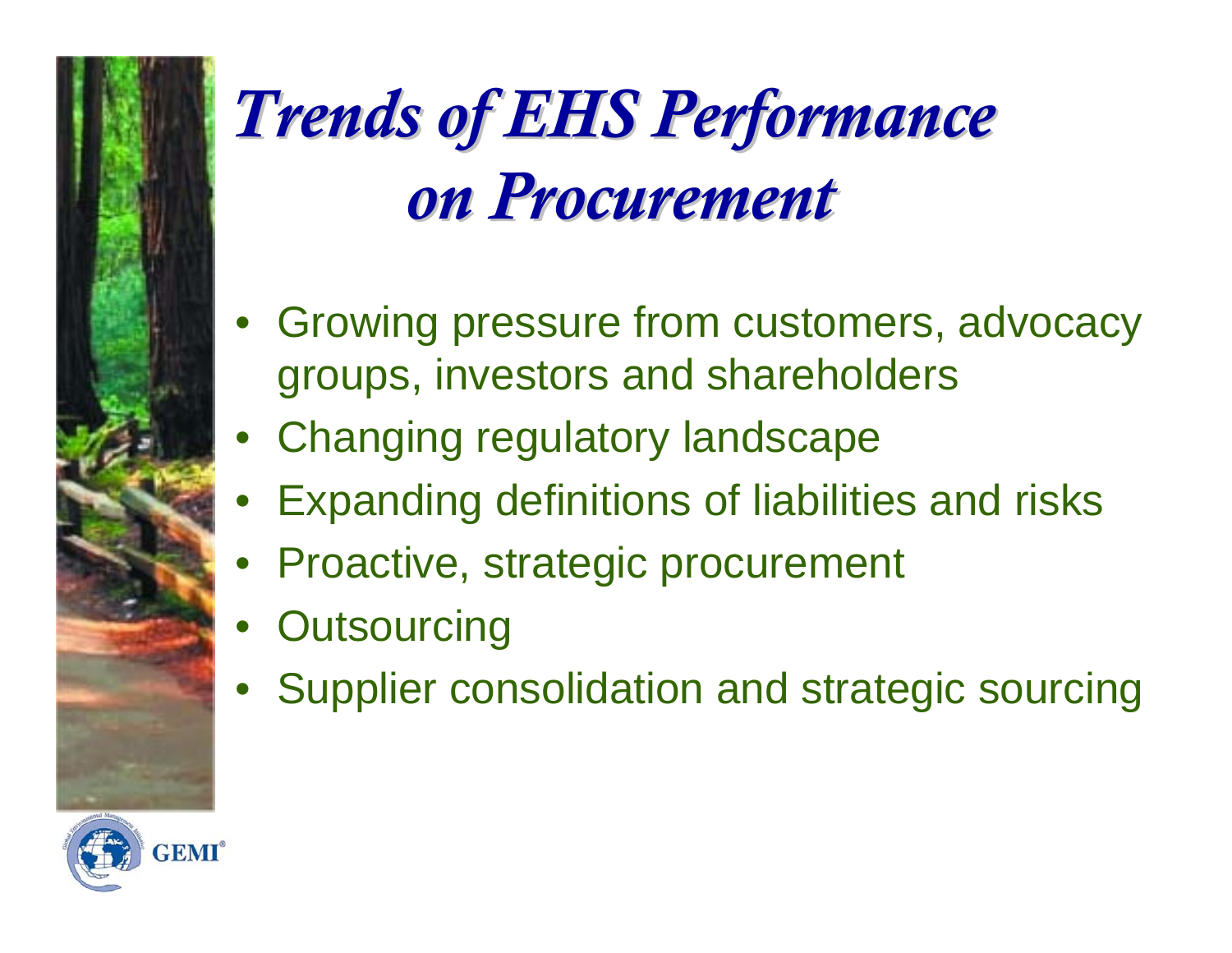# *Trends of EHS Performance on Procurement*

- Growing pressure from customers, advocacy groups, investors and shareholders
- Changing regulatory landscape
- Expanding definitions of liabilities and risks
- Proactive, strategic procurement
- Outsourcing
- Supplier consolidation and strategic sourcing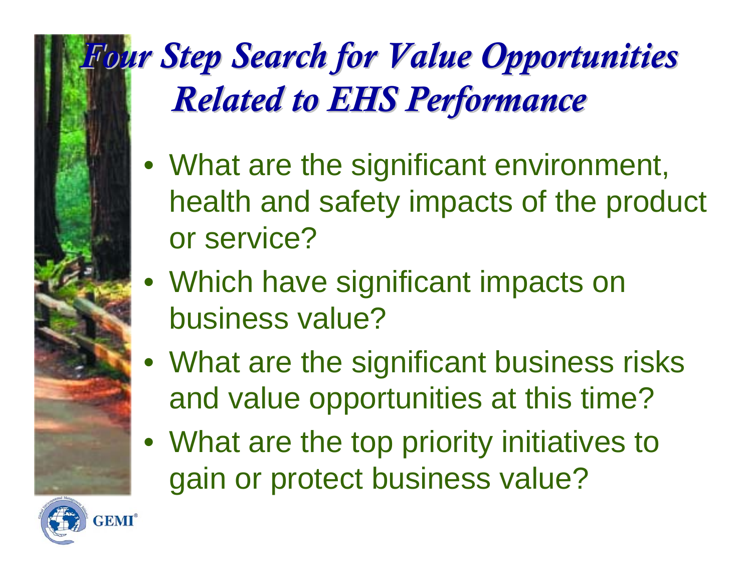# *Four Step Search for Value Opportunities Related to EHS Performance*

- What are the significant environment, health and safety impacts of the product or service?
- Which have significant impacts on business value?
- What are the significant business risks and value opportunities at this time?
- What are the top priority initiatives to gain or protect business value?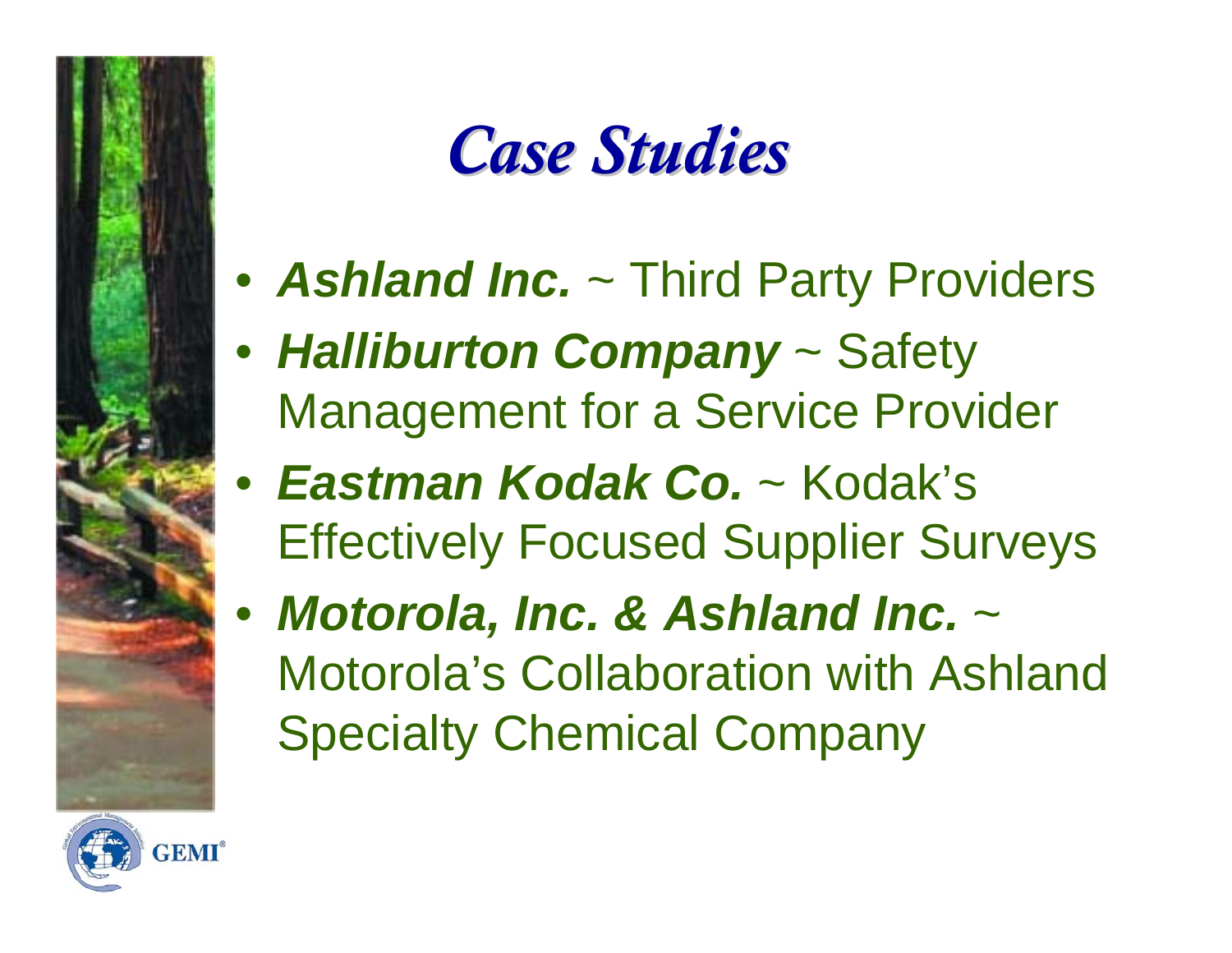# *Case Studies*

- ***Ashland Inc.*** ~ Third Party Providers
- ***Halliburton Company*** ~ Safety Management for a Service Provider
- ***Eastman Kodak Co.*** ~ Kodak's Effectively Focused Supplier Surveys
- ***Motorola, Inc. & Ashland Inc.*** ~ Motorola's Collaboration with Ashland Specialty Chemical Company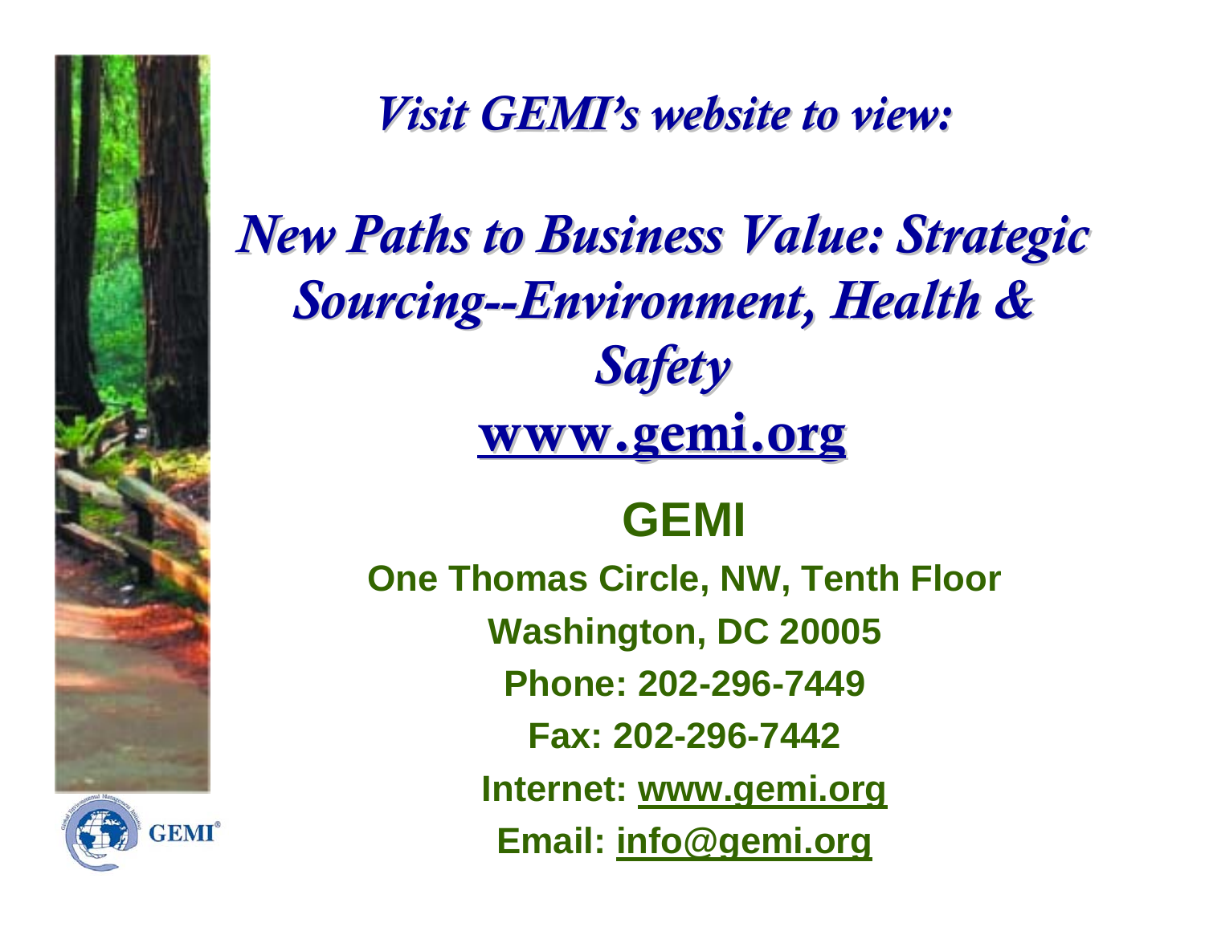*Visit GEMI's website to view:*

# *New Paths to Business Value: Strategic Sourcing--Environment, Health & Safety*

**www.gemi.org**

## GEMI

**One Thomas Circle, NW, Tenth Floor**

**Washington, DC 20005**

**Phone: 202-296-7449**

**Fax: 202-296-7442**

**Internet: www.gemi.org**

**Email: info@gemi.org**